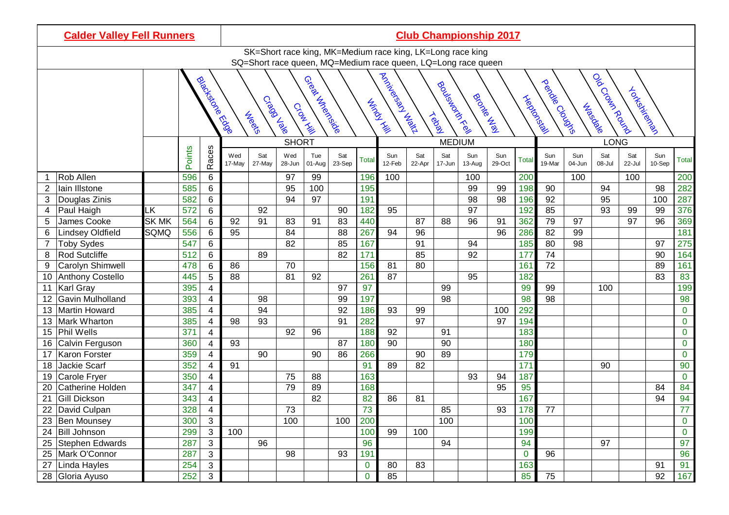**Calder Valley Fell Runners**

**Club Championship 2017**

SK=Short race king, MK=Medium race king, LK=Long race king
SQ=Short race queen, MQ=Medium race queen, LQ=Long race queen

| | | | | | Blackstone Edge | Weets | Cragg Vale | Crow Hill | Great Whernside | | Windy Hill | Anniversary Waltz | Tebay | Boulsworth Fell | Bronte Way | | Heptonstall | Pendle Cloughs | Wasdale | Old Crown Round | Yorkshireman | |
|---|---|---|---|---|---|---|---|---|---|---|---|---|---|---|---|---|---|---|---|---|---|---|
| | | | | | SHORT | | | | | | MEDIUM | | | | | | LONG | | | | | |
| | | | Points | Races | Wed 17-May | Sat 27-May | Wed 28-Jun | Tue 01-Aug | Sat 23-Sep | Total | Sun 12-Feb | Sat 22-Apr | Sat 17-Jun | Sun 13-Aug | Sun 29-Oct | Total | Sun 19-Mar | Sun 04-Jun | Sat 08-Jul | Sat 22-Jul | Sun 10-Sep | Total |
| 1 | Rob Allen | | 596 | 6 | | | 97 | 99 | | 196 | 100 | | | 100 | | 200 | | 100 | | 100 | | 200 |
| 2 | Iain Illstone | | 585 | 6 | | | 95 | 100 | | 195 | | | | 99 | 99 | 198 | 90 | | 94 | | 98 | 282 |
| 3 | Douglas Zinis | | 582 | 6 | | | 94 | 97 | | 191 | | | | 98 | 98 | 196 | 92 | | 95 | | 100 | 287 |
| 4 | Paul Haigh | LK | 572 | 6 | | 92 | | | 90 | 182 | 95 | | | 97 | | 192 | 85 | | 93 | 99 | 99 | 376 |
| 5 | James Cooke | SK MK | 564 | 6 | 92 | 91 | 83 | 91 | 83 | 440 | | 87 | 88 | 96 | 91 | 362 | 79 | 97 | | 97 | 96 | 369 |
| 6 | Lindsey Oldfield | SQMQ | 556 | 6 | 95 | | 84 | | 88 | 267 | 94 | 96 | | | 96 | 286 | 82 | 99 | | | | 181 |
| 7 | Toby Sydes | | 547 | 6 | | | 82 | | 85 | 167 | | 91 | | 94 | | 185 | 80 | 98 | | | 97 | 275 |
| 8 | Rod Sutcliffe | | 512 | 6 | | 89 | | | 82 | 171 | | 85 | | 92 | | 177 | 74 | | | | 90 | 164 |
| 9 | Carolyn Shimwell | | 478 | 6 | 86 | | 70 | | | 156 | 81 | 80 | | | | 161 | 72 | | | | 89 | 161 |
| 10 | Anthony Costello | | 445 | 5 | 88 | | 81 | 92 | | 261 | 87 | | | 95 | | 182 | | | | | 83 | 83 |
| 11 | Karl Gray | | 395 | 4 | | | | | 97 | 97 | | | 99 | | | 99 | 99 | | 100 | | | 199 |
| 12 | Gavin Mulholland | | 393 | 4 | | 98 | | | 99 | 197 | | | 98 | | | 98 | 98 | | | | | 98 |
| 13 | Martin Howard | | 385 | 4 | | 94 | | | 92 | 186 | 93 | 99 | | | 100 | 292 | | | | | | 0 |
| 13 | Mark Wharton | | 385 | 4 | 98 | 93 | | | 91 | 282 | | 97 | | | 97 | 194 | | | | | | 0 |
| 15 | Phil Wells | | 371 | 4 | | | 92 | 96 | | 188 | 92 | | 91 | | | 183 | | | | | | 0 |
| 16 | Calvin Ferguson | | 360 | 4 | 93 | | | | 87 | 180 | 90 | | 90 | | | 180 | | | | | | 0 |
| 17 | Karon Forster | | 359 | 4 | | 90 | | 90 | 86 | 266 | | 90 | 89 | | | 179 | | | | | | 0 |
| 18 | Jackie Scarf | | 352 | 4 | 91 | | | | | 91 | 89 | 82 | | | | 171 | | | 90 | | | 90 |
| 19 | Carole Fryer | | 350 | 4 | | | 75 | 88 | | 163 | | | | 93 | 94 | 187 | | | | | | 0 |
| 20 | Catherine Holden | | 347 | 4 | | | 79 | 89 | | 168 | | | | | 95 | 95 | | | | | 84 | 84 |
| 21 | Gill Dickson | | 343 | 4 | | | | 82 | | 82 | 86 | 81 | | | | 167 | | | | | 94 | 94 |
| 22 | David Culpan | | 328 | 4 | | | 73 | | | 73 | | | 85 | | 93 | 178 | 77 | | | | | 77 |
| 23 | Ben Mounsey | | 300 | 3 | | | 100 | | 100 | 200 | | | 100 | | | 100 | | | | | | 0 |
| 24 | Bill Johnson | | 299 | 3 | 100 | | | | | 100 | 99 | 100 | | | | 199 | | | | | | 0 |
| 25 | Stephen Edwards | | 287 | 3 | | 96 | | | | 96 | | | 94 | | | 94 | | | 97 | | | 97 |
| 25 | Mark O'Connor | | 287 | 3 | | | 98 | | 93 | 191 | | | | | | 0 | 96 | | | | | 96 |
| 27 | Linda Hayles | | 254 | 3 | | | | | | 0 | 80 | 83 | | | | 163 | | | | | 91 | 91 |
| 28 | Gloria Ayuso | | 252 | 3 | | | | | | 0 | 85 | | | | | 85 | 75 | | | | 92 | 167 |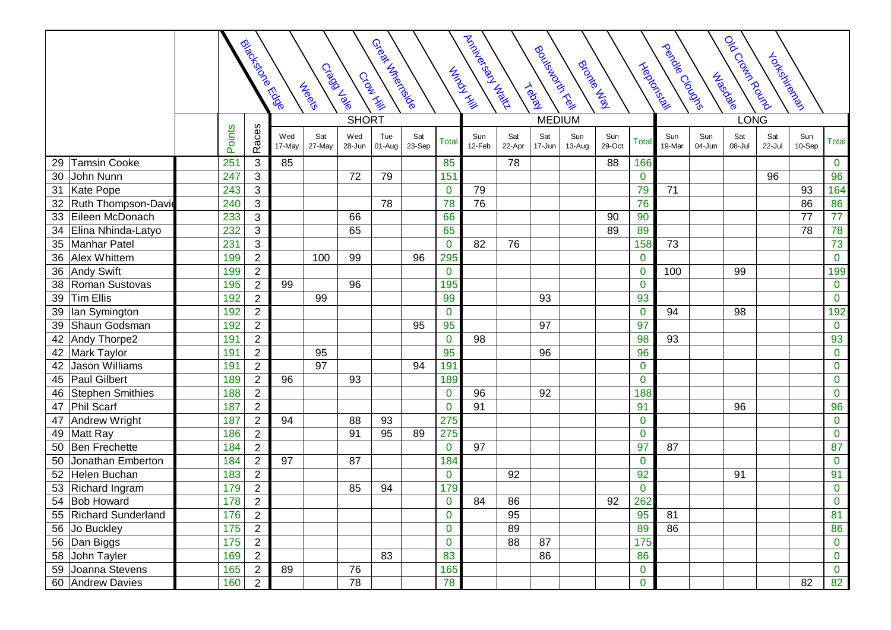| | | | | Blackstone Edge | Weets | Cragg Vale | Crow Hill | Great Whernside | | Windy Hill | Anniversary Waltz | Tebay | Boulsworth Fell | Bronte Way | | Heptonstall | Pendle Cloughs | Wasdale | Old Crown Round | Yorkshireman | |
|---|---|---|---|---|---|---|---|---|---|---|---|---|---|---|---|---|---|---|---|---|---|
| | | | | SHORT | | | | | | MEDIUM | | | | | | LONG | | | | | |
| | | Points | Races | Wed 17-May | Sat 27-May | Wed 28-Jun | Tue 01-Aug | Sat 23-Sep | Total | Sun 12-Feb | Sat 22-Apr | Sat 17-Jun | Sun 13-Aug | Sun 29-Oct | Total | Sun 19-Mar | Sun 04-Jun | Sat 08-Jul | Sat 22-Jul | Sun 10-Sep | Total |
| 29 | Tamsin Cooke | 251 | 3 | 85 | | | | | 85 | | 78 | | | 88 | 166 | | | | | | 0 |
| 30 | John Nunn | 247 | 3 | | | 72 | 79 | | 151 | | | | | | 0 | | | | 96 | | 96 |
| 31 | Kate Pope | 243 | 3 | | | | | | 0 | 79 | | | | | 79 | 71 | | | | 93 | 164 |
| 32 | Ruth Thompson-Davi | 240 | 3 | | | | 78 | | 78 | 76 | | | | | 76 | | | | | 86 | 86 |
| 33 | Eileen McDonach | 233 | 3 | | | 66 | | | 66 | | | | | 90 | 90 | | | | | 77 | 77 |
| 34 | Elina Nhinda-Latyo | 232 | 3 | | | 65 | | | 65 | | | | | 89 | 89 | | | | | 78 | 78 |
| 35 | Manhar Patel | 231 | 3 | | | | | | 0 | 82 | 76 | | | | 158 | 73 | | | | | 73 |
| 36 | Alex Whittem | 199 | 2 | | 100 | 99 | | 96 | 295 | | | | | | 0 | | | | | | 0 |
| 36 | Andy Swift | 199 | 2 | | | | | | 0 | | | | | | 0 | 100 | | 99 | | | 199 |
| 38 | Roman Sustovas | 195 | 2 | 99 | | 96 | | | 195 | | | | | | 0 | | | | | | 0 |
| 39 | Tim Ellis | 192 | 2 | | 99 | | | | 99 | | | 93 | | | 93 | | | | | | 0 |
| 39 | Ian Symington | 192 | 2 | | | | | | 0 | | | | | | 0 | 94 | | 98 | | | 192 |
| 39 | Shaun Godsman | 192 | 2 | | | | | 95 | 95 | | | 97 | | | 97 | | | | | | 0 |
| 42 | Andy Thorpe2 | 191 | 2 | | | | | | 0 | 98 | | | | | 98 | 93 | | | | | 93 |
| 42 | Mark Taylor | 191 | 2 | | 95 | | | | 95 | | | 96 | | | 96 | | | | | | 0 |
| 42 | Jason Williams | 191 | 2 | | 97 | | | 94 | 191 | | | | | | 0 | | | | | | 0 |
| 45 | Paul Gilbert | 189 | 2 | 96 | | 93 | | | 189 | | | | | | 0 | | | | | | 0 |
| 46 | Stephen Smithies | 188 | 2 | | | | | | 0 | 96 | | 92 | | | 188 | | | | | | 0 |
| 47 | Phil Scarf | 187 | 2 | | | | | | 0 | 91 | | | | | 91 | | | 96 | | | 96 |
| 47 | Andrew Wright | 187 | 2 | 94 | | 88 | 93 | | 275 | | | | | | 0 | | | | | | 0 |
| 49 | Matt Ray | 186 | 2 | | | 91 | 95 | 89 | 275 | | | | | | 0 | | | | | | 0 |
| 50 | Ben Frechette | 184 | 2 | | | | | | 0 | 97 | | | | | 97 | 87 | | | | | 87 |
| 50 | Jonathan Emberton | 184 | 2 | 97 | | 87 | | | 184 | | | | | | 0 | | | | | | 0 |
| 52 | Helen Buchan | 183 | 2 | | | | | | 0 | | 92 | | | | 92 | | | 91 | | | 91 |
| 53 | Richard Ingram | 179 | 2 | | | 85 | 94 | | 179 | | | | | | 0 | | | | | | 0 |
| 54 | Bob Howard | 178 | 2 | | | | | | 0 | 84 | 86 | | | 92 | 262 | | | | | | 0 |
| 55 | Richard Sunderland | 176 | 2 | | | | | | 0 | | 95 | | | | 95 | 81 | | | | | 81 |
| 56 | Jo Buckley | 175 | 2 | | | | | | 0 | | 89 | | | | 89 | 86 | | | | | 86 |
| 56 | Dan Biggs | 175 | 2 | | | | | | 0 | | 88 | 87 | | | 175 | | | | | | 0 |
| 58 | John Tayler | 169 | 2 | | | | 83 | | 83 | | | 86 | | | 86 | | | | | | 0 |
| 59 | Joanna Stevens | 165 | 2 | 89 | | 76 | | | 165 | | | | | | 0 | | | | | | 0 |
| 60 | Andrew Davies | 160 | 2 | | | 78 | | | 78 | | | | | | 0 | | | | | 82 | 82 |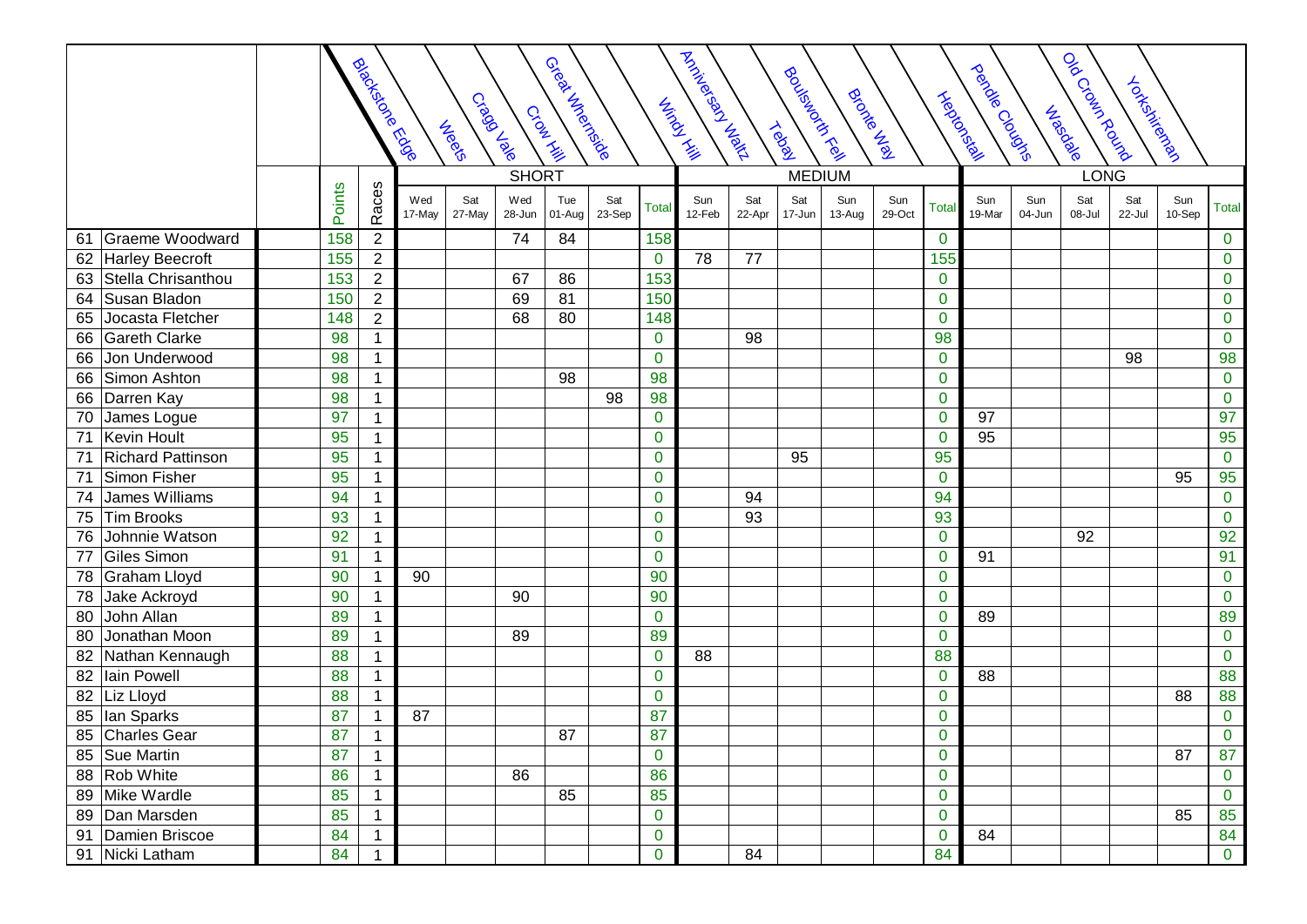| | | | Points | Races | Blackstone Edge Wed 17-May | Weets Sat 27-May | Cragg Vale Wed 28-Jun | Crow Hill Tue 01-Aug | Great Whernside Sat 23-Sep | SHORT Total | Windy Hill Sun 12-Feb | Anniversary Waltz Sat 22-Apr | Tebay Sat 17-Jun | Boulsworth Fell Sun 13-Aug | Bronte Way Sun 29-Oct | MEDIUM Total | Heptonstall Sun 19-Mar | Pendle Cloughs Sun 04-Jun | Wasdale Sat 08-Jul | Old Crown Round Sat 22-Jul | Yorkshireman Sun 10-Sep | LONG Total |
|---|---|---|---|---|---|---|---|---|---|---|---|---|---|---|---|---|---|---|---|---|---|---|
| 61 | Graeme Woodward | | 158 | 2 | | | 74 | 84 | | 158 | | | | | | 0 | | | | | | 0 |
| 62 | Harley Beecroft | | 155 | 2 | | | | | | 0 | 78 | 77 | | | | 155 | | | | | | 0 |
| 63 | Stella Chrisanthou | | 153 | 2 | | | 67 | 86 | | 153 | | | | | | 0 | | | | | | 0 |
| 64 | Susan Bladon | | 150 | 2 | | | 69 | 81 | | 150 | | | | | | 0 | | | | | | 0 |
| 65 | Jocasta Fletcher | | 148 | 2 | | | 68 | 80 | | 148 | | | | | | 0 | | | | | | 0 |
| 66 | Gareth Clarke | | 98 | 1 | | | | | | 0 | | 98 | | | | 98 | | | | | | 0 |
| 66 | Jon Underwood | | 98 | 1 | | | | | | 0 | | | | | | 0 | | | | 98 | | 98 |
| 66 | Simon Ashton | | 98 | 1 | | | | 98 | | 98 | | | | | | 0 | | | | | | 0 |
| 66 | Darren Kay | | 98 | 1 | | | | | 98 | 98 | | | | | | 0 | | | | | | 0 |
| 70 | James Logue | | 97 | 1 | | | | | | 0 | | | | | | 0 | 97 | | | | | 97 |
| 71 | Kevin Hoult | | 95 | 1 | | | | | | 0 | | | | | | 0 | 95 | | | | | 95 |
| 71 | Richard Pattinson | | 95 | 1 | | | | | | 0 | | | 95 | | | 95 | | | | | | 0 |
| 71 | Simon Fisher | | 95 | 1 | | | | | | 0 | | | | | | 0 | | | | | 95 | 95 |
| 74 | James Williams | | 94 | 1 | | | | | | 0 | | 94 | | | | 94 | | | | | | 0 |
| 75 | Tim Brooks | | 93 | 1 | | | | | | 0 | | 93 | | | | 93 | | | | | | 0 |
| 76 | Johnnie Watson | | 92 | 1 | | | | | | 0 | | | | | | 0 | | | 92 | | | 92 |
| 77 | Giles Simon | | 91 | 1 | | | | | | 0 | | | | | | 0 | 91 | | | | | 91 |
| 78 | Graham Lloyd | | 90 | 1 | 90 | | | | | 90 | | | | | | 0 | | | | | | 0 |
| 78 | Jake Ackroyd | | 90 | 1 | | | 90 | | | 90 | | | | | | 0 | | | | | | 0 |
| 80 | John Allan | | 89 | 1 | | | | | | 0 | | | | | | 0 | 89 | | | | | 89 |
| 80 | Jonathan Moon | | 89 | 1 | | | 89 | | | 89 | | | | | | 0 | | | | | | 0 |
| 82 | Nathan Kennaugh | | 88 | 1 | | | | | | 0 | 88 | | | | | 88 | | | | | | 0 |
| 82 | Iain Powell | | 88 | 1 | | | | | | 0 | | | | | | 0 | 88 | | | | | 88 |
| 82 | Liz Lloyd | | 88 | 1 | | | | | | 0 | | | | | | 0 | | | | | 88 | 88 |
| 85 | Ian Sparks | | 87 | 1 | 87 | | | | | 87 | | | | | | 0 | | | | | | 0 |
| 85 | Charles Gear | | 87 | 1 | | | | 87 | | 87 | | | | | | 0 | | | | | | 0 |
| 85 | Sue Martin | | 87 | 1 | | | | | | 0 | | | | | | 0 | | | | | 87 | 87 |
| 88 | Rob White | | 86 | 1 | | | 86 | | | 86 | | | | | | 0 | | | | | | 0 |
| 89 | Mike Wardle | | 85 | 1 | | | | 85 | | 85 | | | | | | 0 | | | | | | 0 |
| 89 | Dan Marsden | | 85 | 1 | | | | | | 0 | | | | | | 0 | | | | | 85 | 85 |
| 91 | Damien Briscoe | | 84 | 1 | | | | | | 0 | | | | | | 0 | 84 | | | | | 84 |
| 91 | Nicki Latham | | 84 | 1 | | | | | | 0 | | 84 | | | | 84 | | | | | | 0 |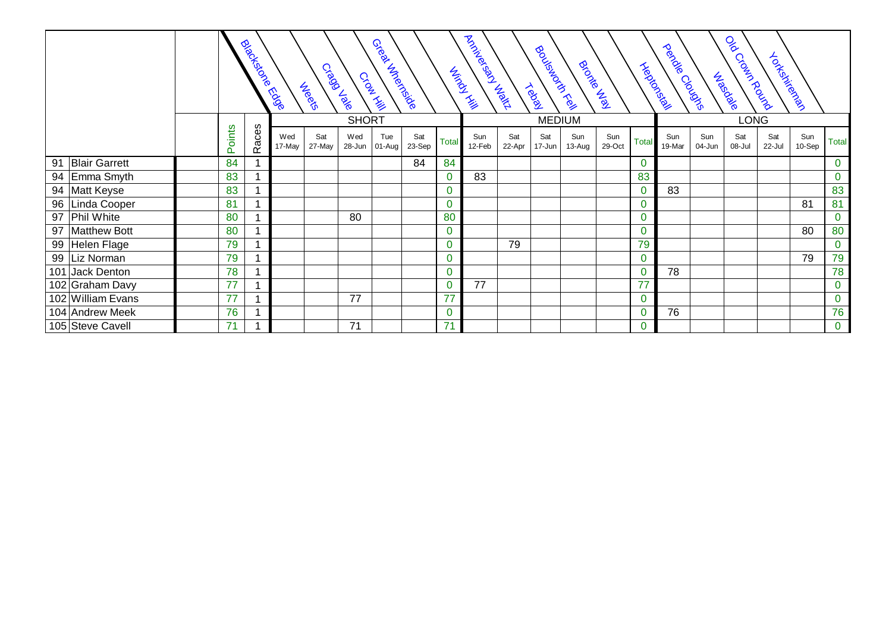| | | | | | Blackstone Edge | Weets | Cragg Vale | Crow Hill | Great Whernside | | Windy Hill | Anniversary Waltz | Tebay | Boulsworth Fell | Bronte Way | | Heptonstall | Pendle Cloughs | Wasdale | Old Crown Round | Yorkshireman | |
|---|---|---|---|---|---|---|---|---|---|---|---|---|---|---|---|---|---|---|---|---|---|---|
| | | | | | SHORT | | | | | | MEDIUM | | | | | | LONG | | | | | |
| | | | Points | Races | Wed 17-May | Sat 27-May | Wed 28-Jun | Tue 01-Aug | Sat 23-Sep | Total | Sun 12-Feb | Sat 22-Apr | Sat 17-Jun | Sun 13-Aug | Sun 29-Oct | Total | Sun 19-Mar | Sun 04-Jun | Sat 08-Jul | Sat 22-Jul | Sun 10-Sep | Total |
| 91 | Blair Garrett | | 84 | 1 | | | | | 84 | 84 | | | | | | 0 | | | | | | 0 |
| 94 | Emma Smyth | | 83 | 1 | | | | | | 0 | 83 | | | | | 83 | | | | | | 0 |
| 94 | Matt Keyse | | 83 | 1 | | | | | | 0 | | | | | | 0 | 83 | | | | | 83 |
| 96 | Linda Cooper | | 81 | 1 | | | | | | 0 | | | | | | 0 | | | | | 81 | 81 |
| 97 | Phil White | | 80 | 1 | | | 80 | | | 80 | | | | | | 0 | | | | | | 0 |
| 97 | Matthew Bott | | 80 | 1 | | | | | | 0 | | | | | | 0 | | | | | 80 | 80 |
| 99 | Helen Flage | | 79 | 1 | | | | | | 0 | | 79 | | | | 79 | | | | | | 0 |
| 99 | Liz Norman | | 79 | 1 | | | | | | 0 | | | | | | 0 | | | | | 79 | 79 |
| 101 | Jack Denton | | 78 | 1 | | | | | | 0 | | | | | | 0 | 78 | | | | | 78 |
| 102 | Graham Davy | | 77 | 1 | | | | | | 0 | 77 | | | | | 77 | | | | | | 0 |
| 102 | William Evans | | 77 | 1 | | | 77 | | | 77 | | | | | | 0 | | | | | | 0 |
| 104 | Andrew Meek | | 76 | 1 | | | | | | 0 | | | | | | 0 | 76 | | | | | 76 |
| 105 | Steve Cavell | | 71 | 1 | | | 71 | | | 71 | | | | | | 0 | | | | | | 0 |